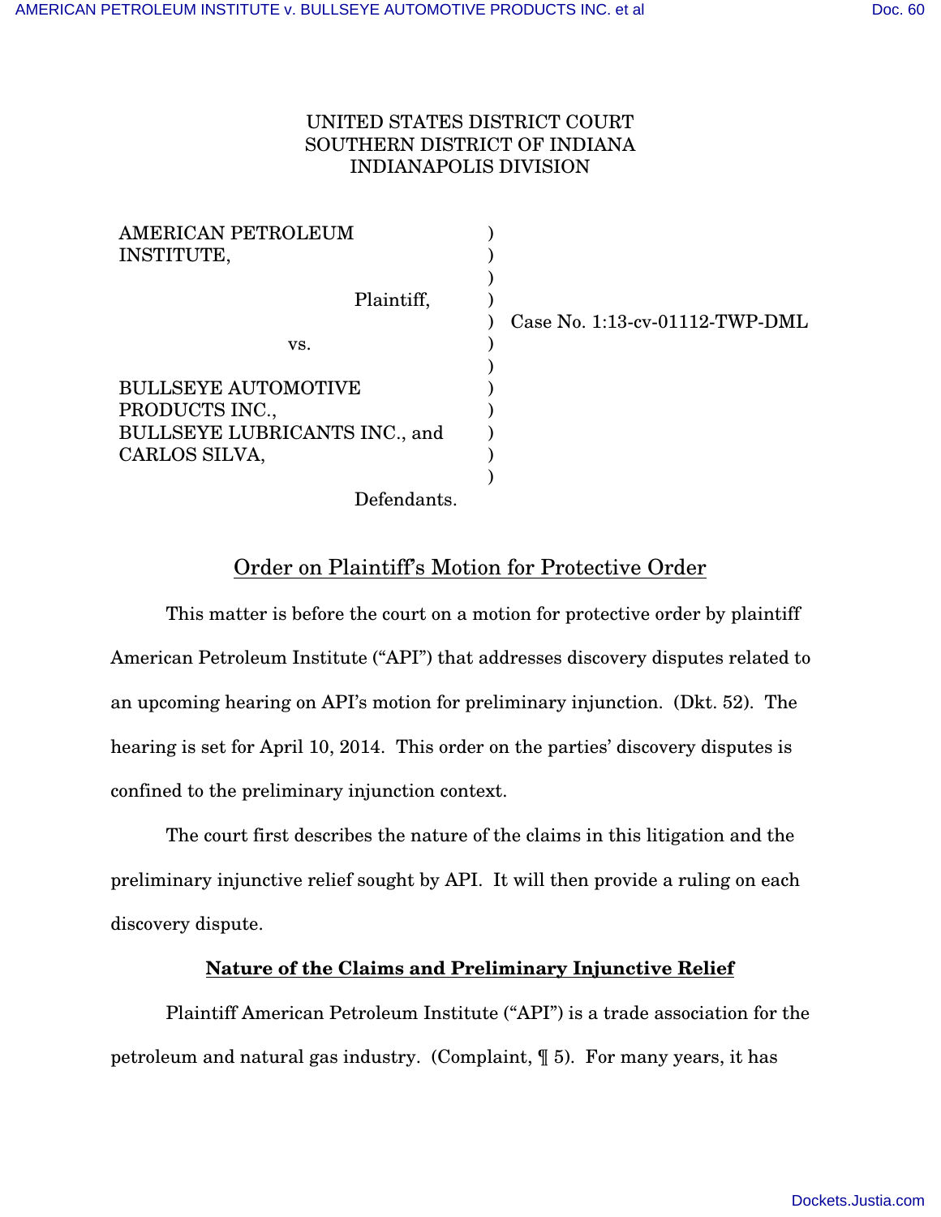UNITED STATES DISTRICT COURT
SOUTHERN DISTRICT OF INDIANA
INDIANAPOLIS DIVISION

| | | |
|---|---|---|
| AMERICAN PETROLEUM INSTITUTE, | ) | |
| | ) | |
| Plaintiff, | ) | |
| | ) | Case No. 1:13-cv-01112-TWP-DML |
| vs. | ) | |
| | ) | |
| BULLSEYE AUTOMOTIVE PRODUCTS INC., BULLSEYE LUBRICANTS INC., and CARLOS SILVA, | ) | |
| | ) | |
| Defendants. | | |

## Order on Plaintiff's Motion for Protective Order

This matter is before the court on a motion for protective order by plaintiff American Petroleum Institute ("API") that addresses discovery disputes related to an upcoming hearing on API's motion for preliminary injunction. (Dkt. 52). The hearing is set for April 10, 2014. This order on the parties' discovery disputes is confined to the preliminary injunction context.

The court first describes the nature of the claims in this litigation and the preliminary injunctive relief sought by API. It will then provide a ruling on each discovery dispute.

### Nature of the Claims and Preliminary Injunctive Relief

Plaintiff American Petroleum Institute ("API") is a trade association for the petroleum and natural gas industry. (Complaint, ¶ 5). For many years, it has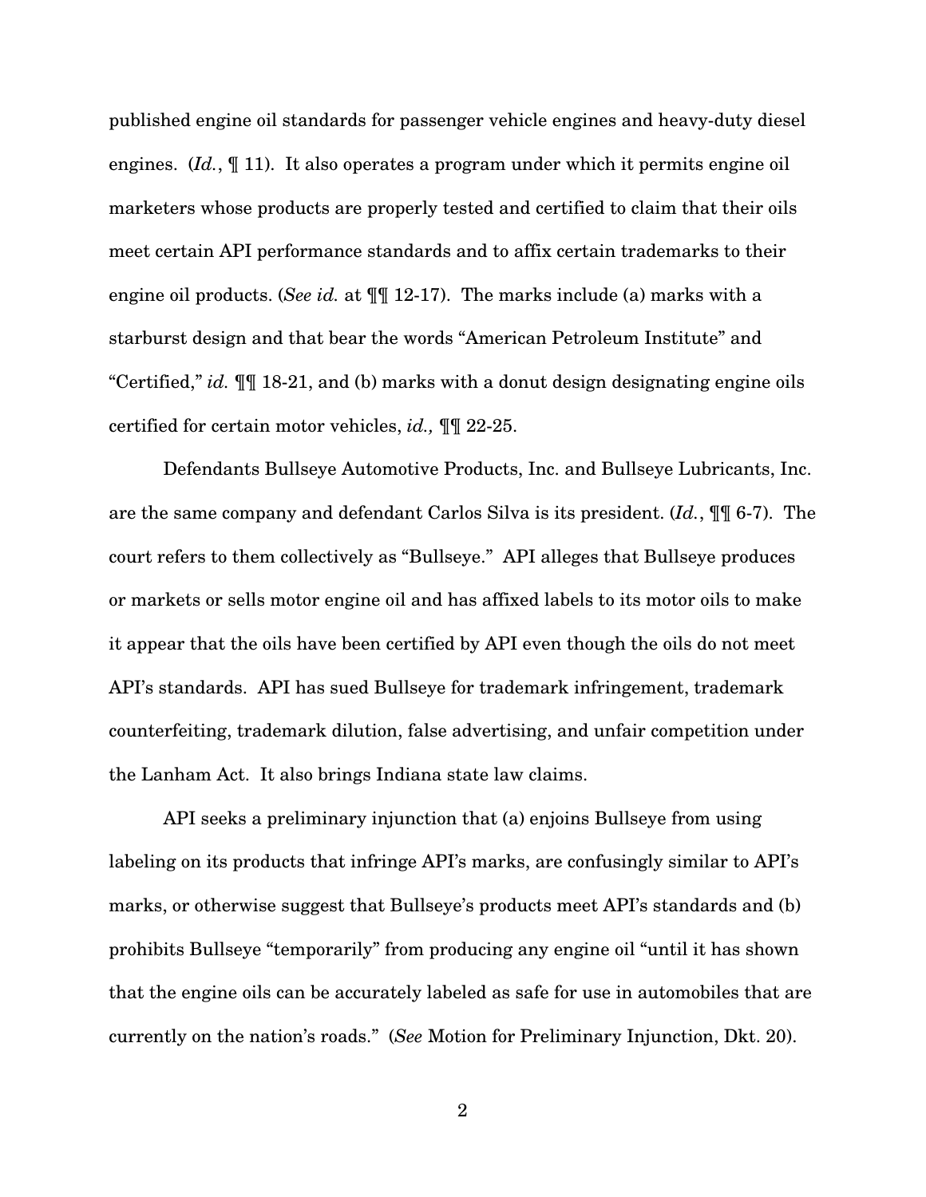published engine oil standards for passenger vehicle engines and heavy-duty diesel engines. (*Id.*, ¶ 11). It also operates a program under which it permits engine oil marketers whose products are properly tested and certified to claim that their oils meet certain API performance standards and to affix certain trademarks to their engine oil products. (*See id.* at ¶¶ 12-17). The marks include (a) marks with a starburst design and that bear the words "American Petroleum Institute" and "Certified," *id.* ¶¶ 18-21, and (b) marks with a donut design designating engine oils certified for certain motor vehicles, *id.,* ¶¶ 22-25.

Defendants Bullseye Automotive Products, Inc. and Bullseye Lubricants, Inc. are the same company and defendant Carlos Silva is its president. (*Id.*, ¶¶ 6-7). The court refers to them collectively as "Bullseye." API alleges that Bullseye produces or markets or sells motor engine oil and has affixed labels to its motor oils to make it appear that the oils have been certified by API even though the oils do not meet API's standards. API has sued Bullseye for trademark infringement, trademark counterfeiting, trademark dilution, false advertising, and unfair competition under the Lanham Act. It also brings Indiana state law claims.

API seeks a preliminary injunction that (a) enjoins Bullseye from using labeling on its products that infringe API's marks, are confusingly similar to API's marks, or otherwise suggest that Bullseye's products meet API's standards and (b) prohibits Bullseye "temporarily" from producing any engine oil "until it has shown that the engine oils can be accurately labeled as safe for use in automobiles that are currently on the nation's roads." (*See* Motion for Preliminary Injunction, Dkt. 20).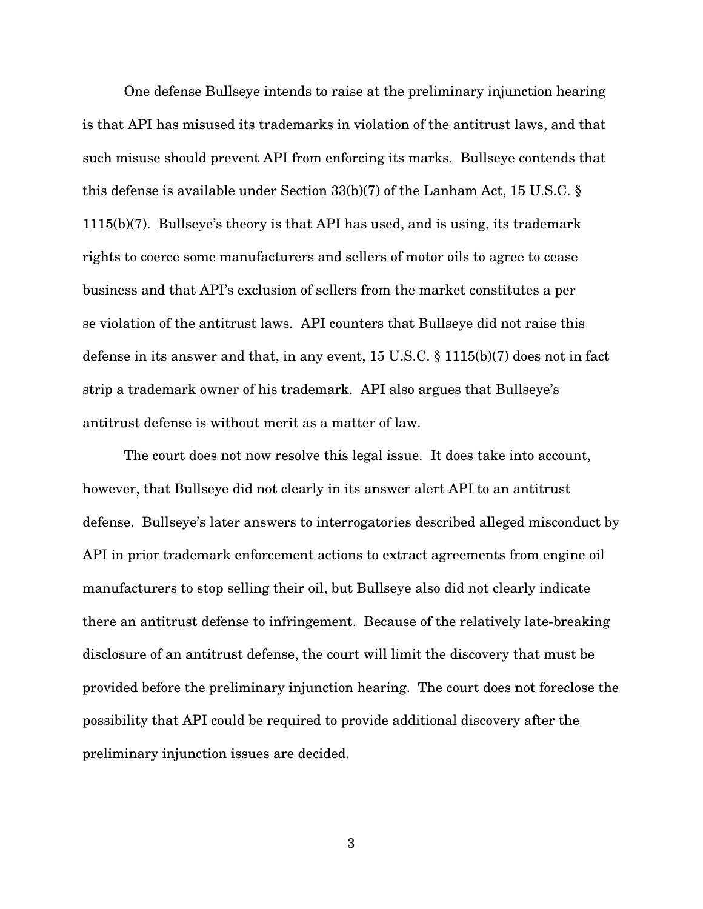One defense Bullseye intends to raise at the preliminary injunction hearing is that API has misused its trademarks in violation of the antitrust laws, and that such misuse should prevent API from enforcing its marks. Bullseye contends that this defense is available under Section 33(b)(7) of the Lanham Act, 15 U.S.C. § 1115(b)(7). Bullseye's theory is that API has used, and is using, its trademark rights to coerce some manufacturers and sellers of motor oils to agree to cease business and that API's exclusion of sellers from the market constitutes a per se violation of the antitrust laws. API counters that Bullseye did not raise this defense in its answer and that, in any event, 15 U.S.C. § 1115(b)(7) does not in fact strip a trademark owner of his trademark. API also argues that Bullseye's antitrust defense is without merit as a matter of law.

The court does not now resolve this legal issue. It does take into account, however, that Bullseye did not clearly in its answer alert API to an antitrust defense. Bullseye's later answers to interrogatories described alleged misconduct by API in prior trademark enforcement actions to extract agreements from engine oil manufacturers to stop selling their oil, but Bullseye also did not clearly indicate there an antitrust defense to infringement. Because of the relatively late-breaking disclosure of an antitrust defense, the court will limit the discovery that must be provided before the preliminary injunction hearing. The court does not foreclose the possibility that API could be required to provide additional discovery after the preliminary injunction issues are decided.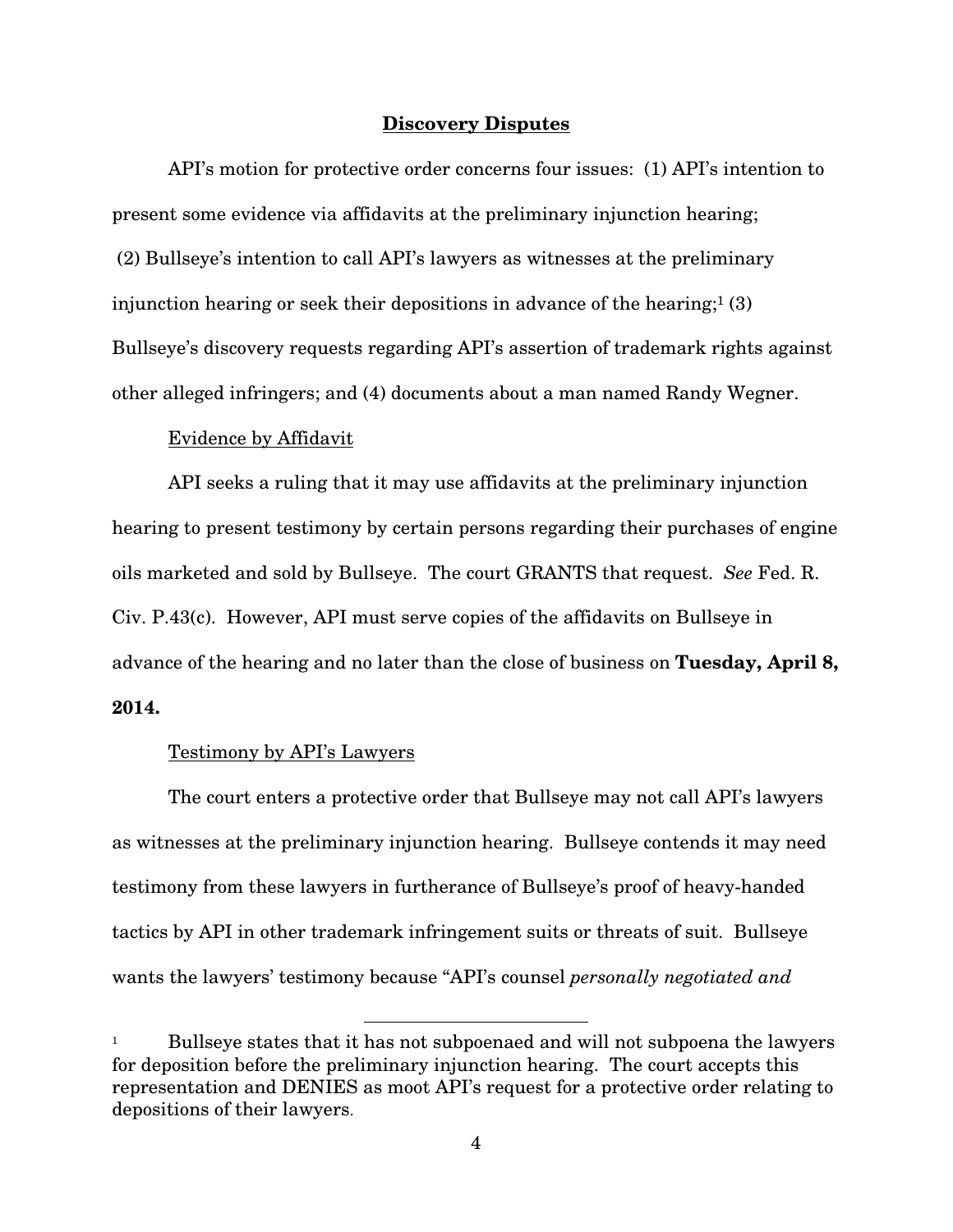## Discovery Disputes

API's motion for protective order concerns four issues: (1) API's intention to present some evidence via affidavits at the preliminary injunction hearing; (2) Bullseye's intention to call API's lawyers as witnesses at the preliminary injunction hearing or seek their depositions in advance of the hearing;[1] (3) Bullseye's discovery requests regarding API's assertion of trademark rights against other alleged infringers; and (4) documents about a man named Randy Wegner.

### Evidence by Affidavit

API seeks a ruling that it may use affidavits at the preliminary injunction hearing to present testimony by certain persons regarding their purchases of engine oils marketed and sold by Bullseye. The court GRANTS that request. *See* Fed. R. Civ. P.43(c). However, API must serve copies of the affidavits on Bullseye in advance of the hearing and no later than the close of business on **Tuesday, April 8, 2014.**

### Testimony by API's Lawyers

The court enters a protective order that Bullseye may not call API's lawyers as witnesses at the preliminary injunction hearing. Bullseye contends it may need testimony from these lawyers in furtherance of Bullseye's proof of heavy-handed tactics by API in other trademark infringement suits or threats of suit. Bullseye wants the lawyers' testimony because "API's counsel *personally negotiated and*

---

[1] Bullseye states that it has not subpoenaed and will not subpoena the lawyers for deposition before the preliminary injunction hearing. The court accepts this representation and DENIES as moot API's request for a protective order relating to depositions of their lawyers.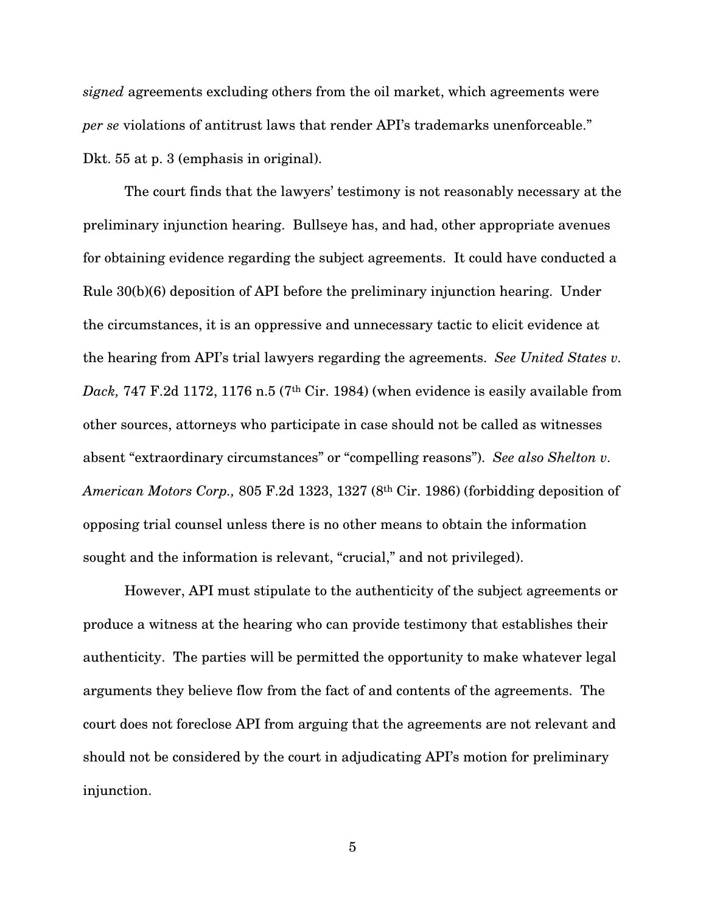*signed* agreements excluding others from the oil market, which agreements were *per se* violations of antitrust laws that render API's trademarks unenforceable." Dkt. 55 at p. 3 (emphasis in original).

The court finds that the lawyers' testimony is not reasonably necessary at the preliminary injunction hearing. Bullseye has, and had, other appropriate avenues for obtaining evidence regarding the subject agreements. It could have conducted a Rule 30(b)(6) deposition of API before the preliminary injunction hearing. Under the circumstances, it is an oppressive and unnecessary tactic to elicit evidence at the hearing from API's trial lawyers regarding the agreements. *See United States v. Dack,* 747 F.2d 1172, 1176 n.5 (7th Cir. 1984) (when evidence is easily available from other sources, attorneys who participate in case should not be called as witnesses absent "extraordinary circumstances" or "compelling reasons"). *See also Shelton v. American Motors Corp.,* 805 F.2d 1323, 1327 (8th Cir. 1986) (forbidding deposition of opposing trial counsel unless there is no other means to obtain the information sought and the information is relevant, "crucial," and not privileged).

However, API must stipulate to the authenticity of the subject agreements or produce a witness at the hearing who can provide testimony that establishes their authenticity. The parties will be permitted the opportunity to make whatever legal arguments they believe flow from the fact of and contents of the agreements. The court does not foreclose API from arguing that the agreements are not relevant and should not be considered by the court in adjudicating API's motion for preliminary injunction.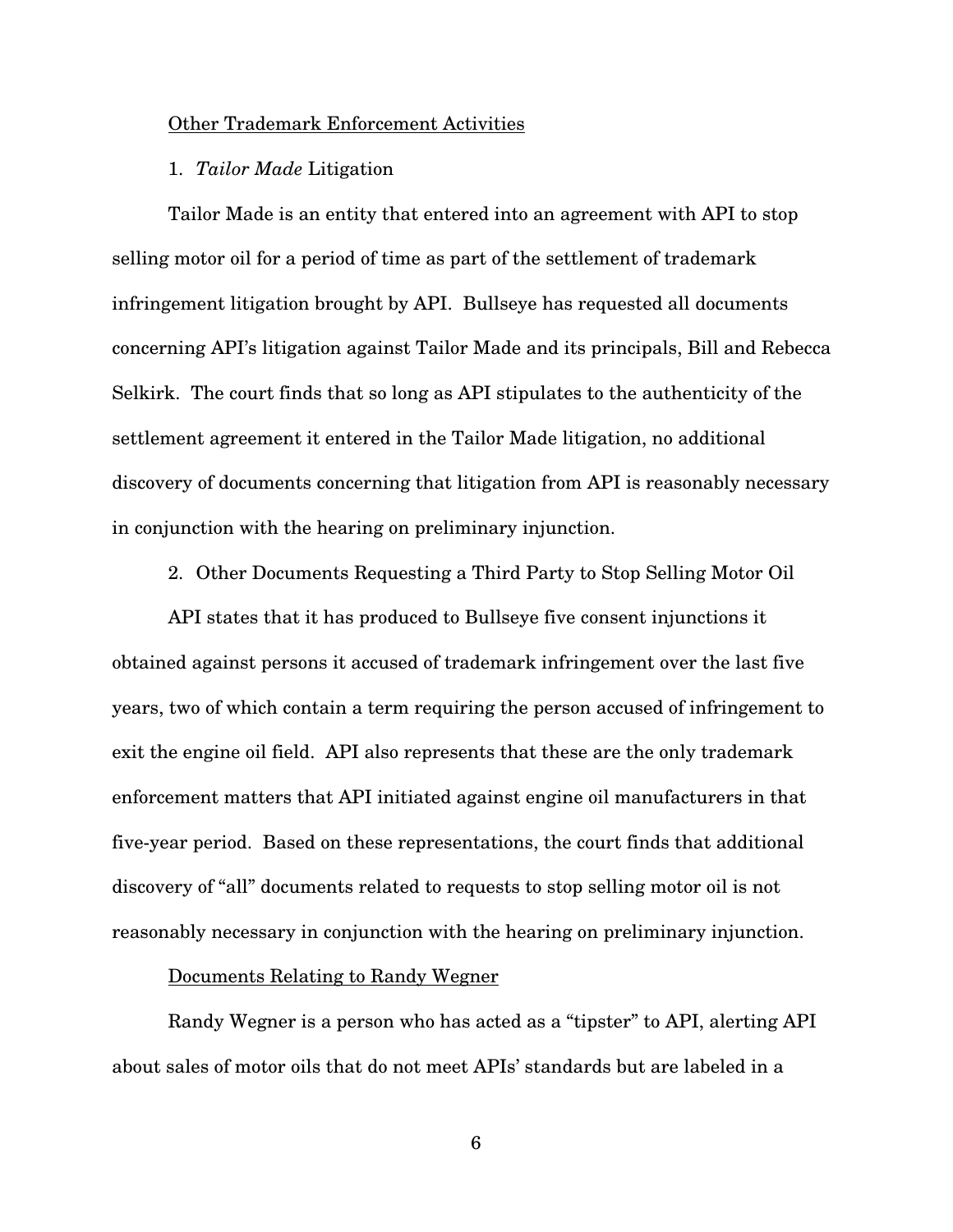<u>Other Trademark Enforcement Activities</u>

1. *Tailor Made* Litigation

Tailor Made is an entity that entered into an agreement with API to stop selling motor oil for a period of time as part of the settlement of trademark infringement litigation brought by API. Bullseye has requested all documents concerning API's litigation against Tailor Made and its principals, Bill and Rebecca Selkirk. The court finds that so long as API stipulates to the authenticity of the settlement agreement it entered in the Tailor Made litigation, no additional discovery of documents concerning that litigation from API is reasonably necessary in conjunction with the hearing on preliminary injunction.

2. Other Documents Requesting a Third Party to Stop Selling Motor Oil

API states that it has produced to Bullseye five consent injunctions it obtained against persons it accused of trademark infringement over the last five years, two of which contain a term requiring the person accused of infringement to exit the engine oil field. API also represents that these are the only trademark enforcement matters that API initiated against engine oil manufacturers in that five-year period. Based on these representations, the court finds that additional discovery of "all" documents related to requests to stop selling motor oil is not reasonably necessary in conjunction with the hearing on preliminary injunction.

<u>Documents Relating to Randy Wegner</u>

Randy Wegner is a person who has acted as a "tipster" to API, alerting API about sales of motor oils that do not meet APIs' standards but are labeled in a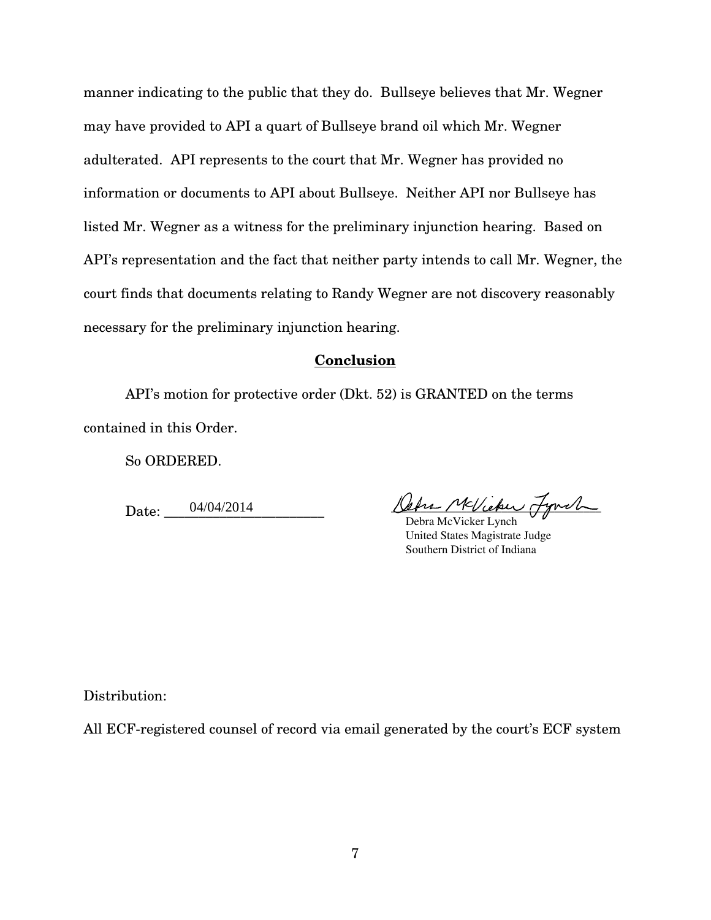manner indicating to the public that they do. Bullseye believes that Mr. Wegner may have provided to API a quart of Bullseye brand oil which Mr. Wegner adulterated. API represents to the court that Mr. Wegner has provided no information or documents to API about Bullseye. Neither API nor Bullseye has listed Mr. Wegner as a witness for the preliminary injunction hearing. Based on API's representation and the fact that neither party intends to call Mr. Wegner, the court finds that documents relating to Randy Wegner are not discovery reasonably necessary for the preliminary injunction hearing.

## Conclusion

API's motion for protective order (Dkt. 52) is GRANTED on the terms contained in this Order.

So ORDERED.

Date: 04/04/2014

Debra McVicker Lynch
United States Magistrate Judge
Southern District of Indiana

Distribution:

All ECF-registered counsel of record via email generated by the court's ECF system